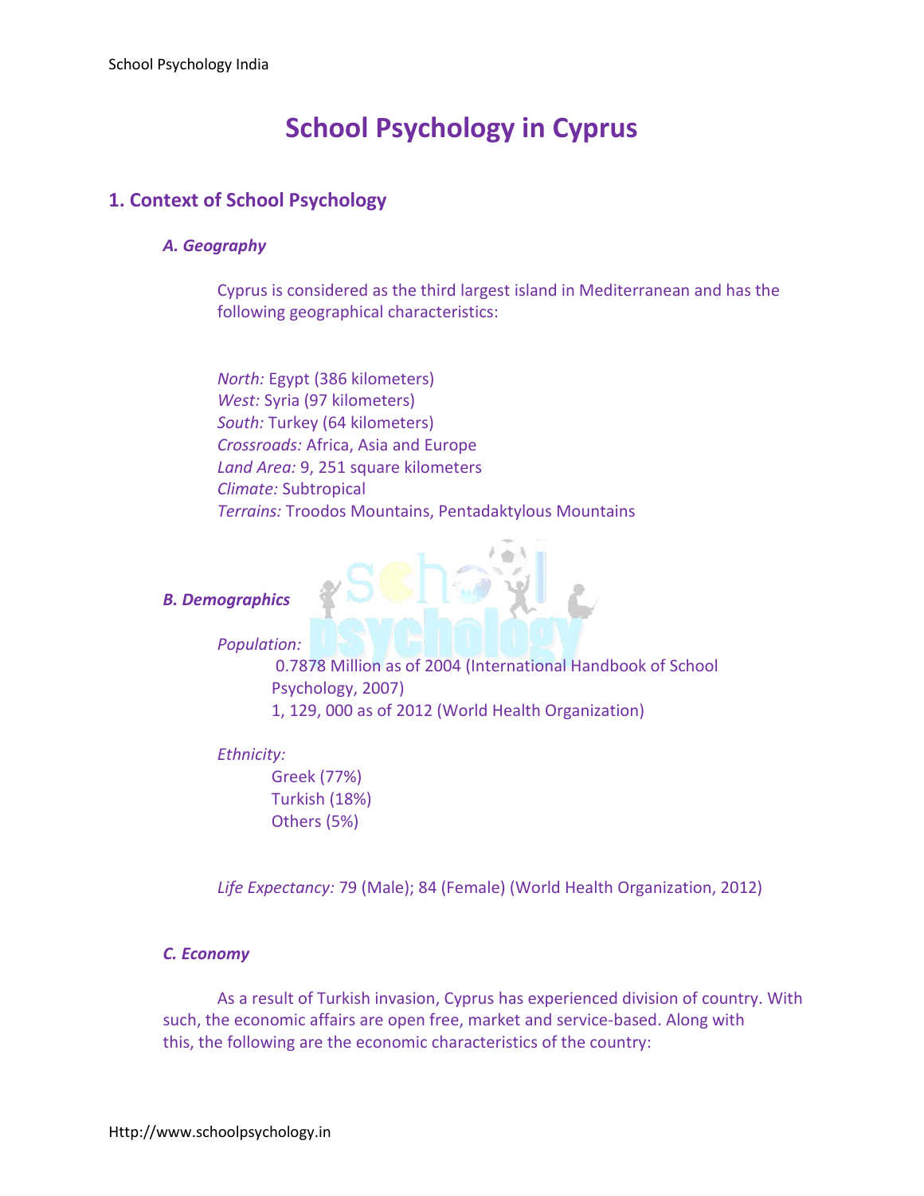# School Psychology in Cyprus

## 1. Context of School Psychology

### *A. Geography*

Cyprus is considered as the third largest island in Mediterranean and has the following geographical characteristics:

*North:* Egypt (386 kilometers)
*West:* Syria (97 kilometers)
*South:* Turkey (64 kilometers)
*Crossroads:* Africa, Asia and Europe
*Land Area:* 9, 251 square kilometers
*Climate:* Subtropical
*Terrains:* Troodos Mountains, Pentadaktylous Mountains

### *B. Demographics*

*Population:*

0.7878 Million as of 2004 (International Handbook of School Psychology, 2007)
1, 129, 000 as of 2012 (World Health Organization)

*Ethnicity:*

Greek (77%)
Turkish (18%)
Others (5%)

*Life Expectancy:* 79 (Male); 84 (Female) (World Health Organization, 2012)

### *C. Economy*

As a result of Turkish invasion, Cyprus has experienced division of country. With such, the economic affairs are open free, market and service-based. Along with this, the following are the economic characteristics of the country: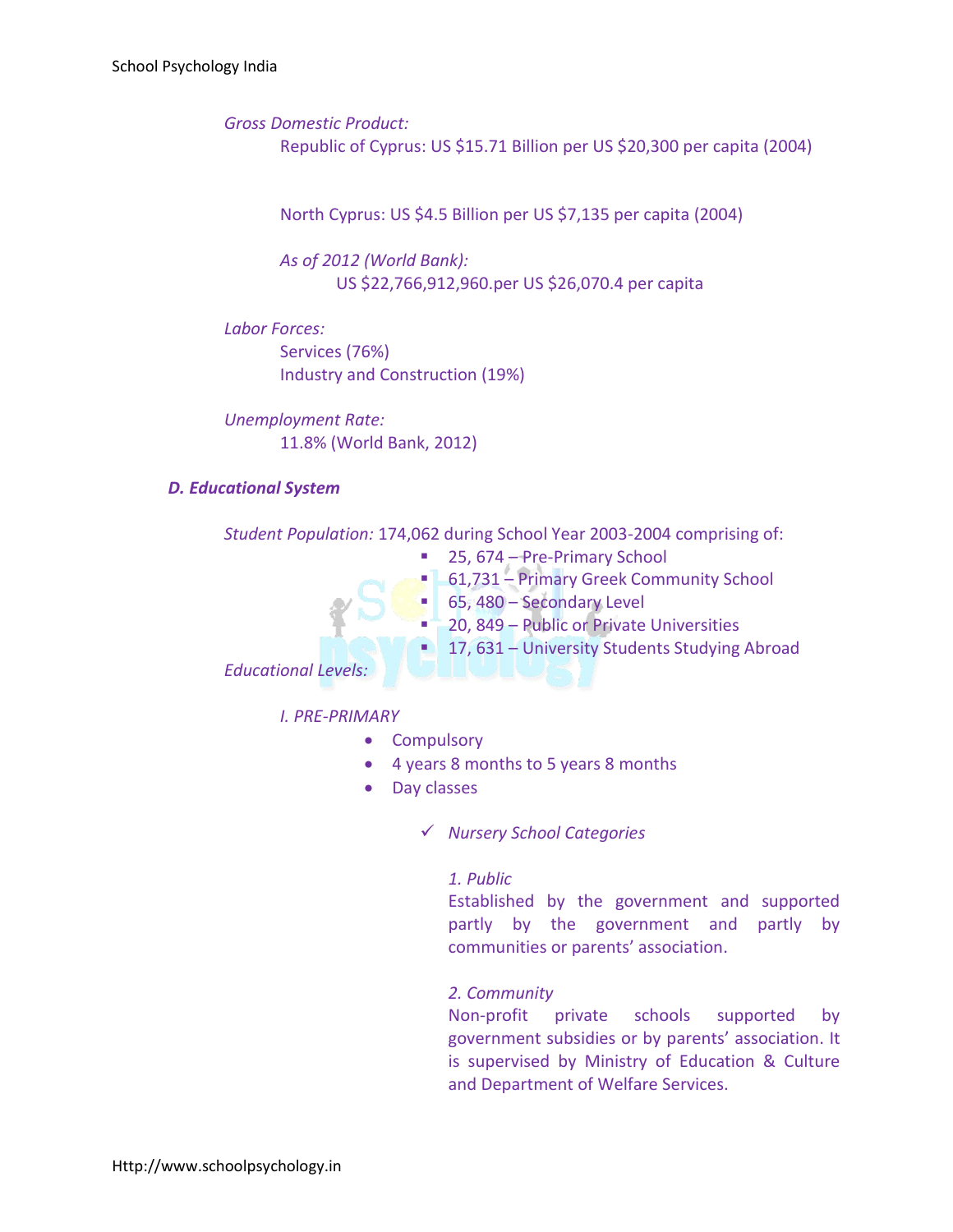*Gross Domestic Product:*

Republic of Cyprus: US $15.71 Billion per US $20,300 per capita (2004)

North Cyprus: US $4.5 Billion per US $7,135 per capita (2004)

*As of 2012 (World Bank):*

US $22,766,912,960.per US $26,070.4 per capita

*Labor Forces:*

Services (76%)
Industry and Construction (19%)

*Unemployment Rate:*

11.8% (World Bank, 2012)

### *D. Educational System*

*Student Population:* 174,062 during School Year 2003-2004 comprising of:

- 25, 674 – Pre-Primary School
- 61,731 – Primary Greek Community School
- 65, 480 – Secondary Level
- 20, 849 – Public or Private Universities
- 17, 631 – University Students Studying Abroad

*Educational Levels:*

*I. PRE-PRIMARY*

- Compulsory
- 4 years 8 months to 5 years 8 months
- Day classes

✓ *Nursery School Categories*

*1. Public*
Established by the government and supported partly by the government and partly by communities or parents' association.

*2. Community*
Non-profit private schools supported by government subsidies or by parents' association. It is supervised by Ministry of Education & Culture and Department of Welfare Services.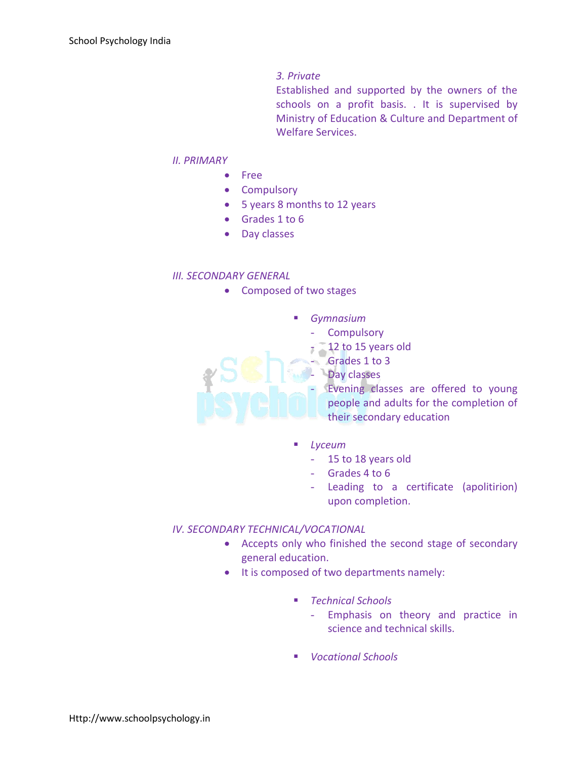*3. Private*

Established and supported by the owners of the schools on a profit basis. . It is supervised by Ministry of Education & Culture and Department of Welfare Services.

*II. PRIMARY*

- Free
- Compulsory
- 5 years 8 months to 12 years
- Grades 1 to 6
- Day classes

*III. SECONDARY GENERAL*

- Composed of two stages
  - *Gymnasium*
    - Compulsory
    - 12 to 15 years old
    - Grades 1 to 3
    - Day classes
    - Evening classes are offered to young people and adults for the completion of their secondary education
  - *Lyceum*
    - 15 to 18 years old
    - Grades 4 to 6
    - Leading to a certificate (apolitirion) upon completion.

*IV. SECONDARY TECHNICAL/VOCATIONAL*

- Accepts only who finished the second stage of secondary general education.
- It is composed of two departments namely:
  - *Technical Schools*
    - Emphasis on theory and practice in science and technical skills.
  - *Vocational Schools*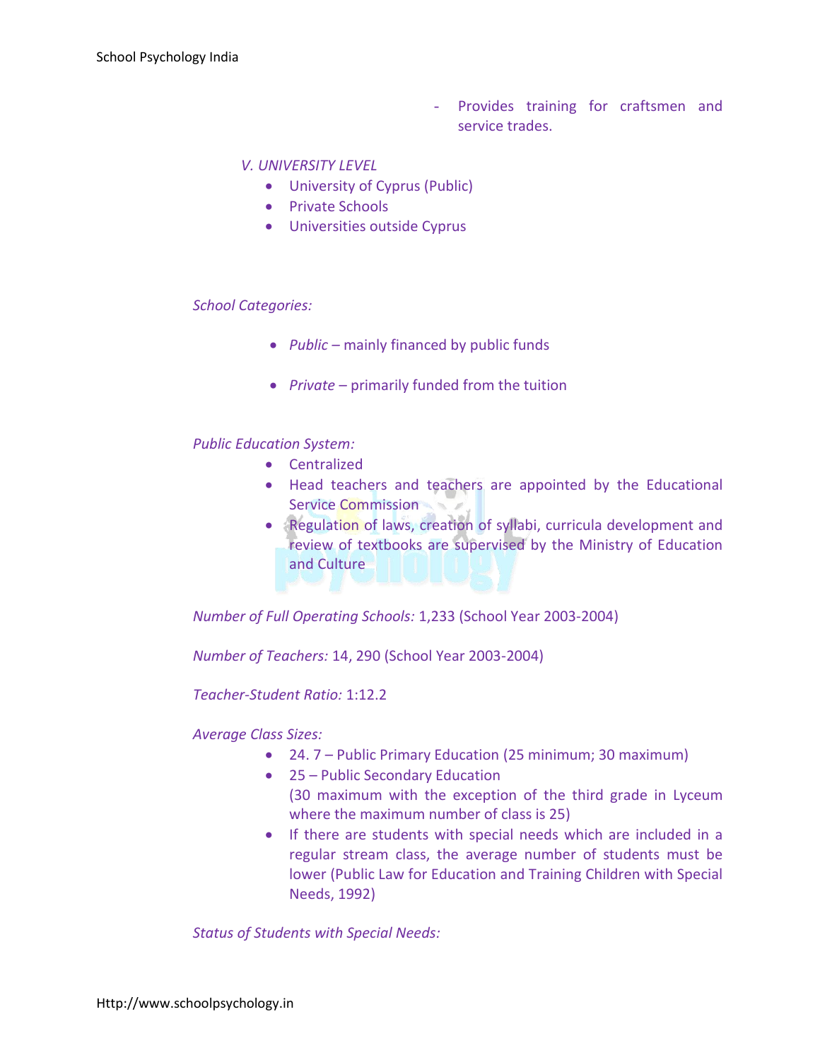- Provides training for craftsmen and service trades.

*V. UNIVERSITY LEVEL*

- University of Cyprus (Public)
- Private Schools
- Universities outside Cyprus

*School Categories:*

- *Public* – mainly financed by public funds
- *Private* – primarily funded from the tuition

*Public Education System:*

- Centralized
- Head teachers and teachers are appointed by the Educational Service Commission
- Regulation of laws, creation of syllabi, curricula development and review of textbooks are supervised by the Ministry of Education and Culture

*Number of Full Operating Schools:* 1,233 (School Year 2003-2004)

*Number of Teachers:* 14, 290 (School Year 2003-2004)

*Teacher-Student Ratio:* 1:12.2

*Average Class Sizes:*

- 24. 7 – Public Primary Education (25 minimum; 30 maximum)
- 25 – Public Secondary Education  
  (30 maximum with the exception of the third grade in Lyceum where the maximum number of class is 25)
- If there are students with special needs which are included in a regular stream class, the average number of students must be lower (Public Law for Education and Training Children with Special Needs, 1992)

*Status of Students with Special Needs:*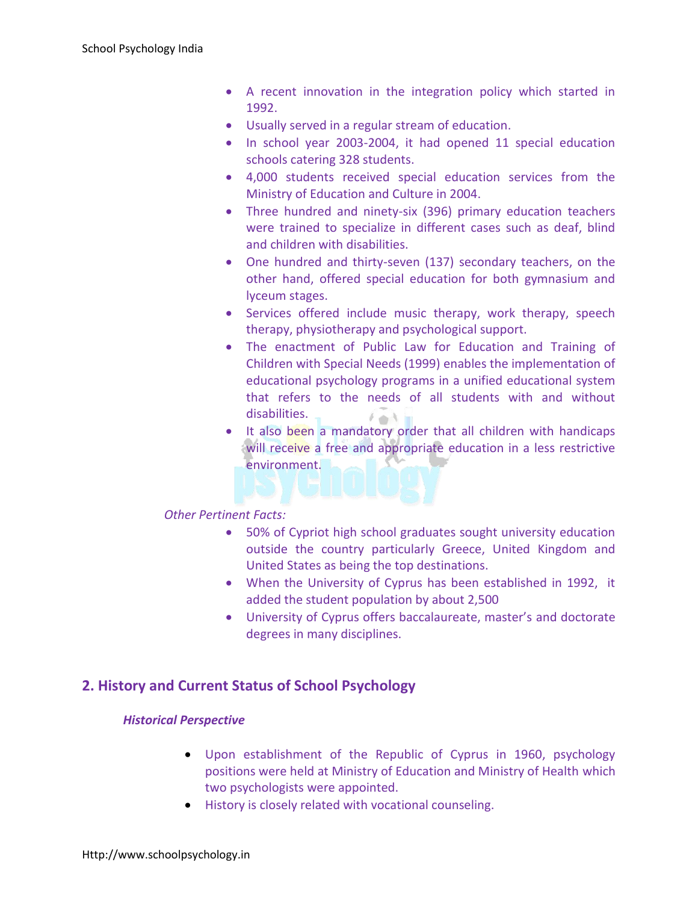- A recent innovation in the integration policy which started in 1992.
- Usually served in a regular stream of education.
- In school year 2003-2004, it had opened 11 special education schools catering 328 students.
- 4,000 students received special education services from the Ministry of Education and Culture in 2004.
- Three hundred and ninety-six (396) primary education teachers were trained to specialize in different cases such as deaf, blind and children with disabilities.
- One hundred and thirty-seven (137) secondary teachers, on the other hand, offered special education for both gymnasium and lyceum stages.
- Services offered include music therapy, work therapy, speech therapy, physiotherapy and psychological support.
- The enactment of Public Law for Education and Training of Children with Special Needs (1999) enables the implementation of educational psychology programs in a unified educational system that refers to the needs of all students with and without disabilities.
- It also been a mandatory order that all children with handicaps will receive a free and appropriate education in a less restrictive environment.

*Other Pertinent Facts:*

- 50% of Cypriot high school graduates sought university education outside the country particularly Greece, United Kingdom and United States as being the top destinations.
- When the University of Cyprus has been established in 1992, it added the student population by about 2,500
- University of Cyprus offers baccalaureate, master's and doctorate degrees in many disciplines.

## 2. History and Current Status of School Psychology

### *Historical Perspective*

- Upon establishment of the Republic of Cyprus in 1960, psychology positions were held at Ministry of Education and Ministry of Health which two psychologists were appointed.
- History is closely related with vocational counseling.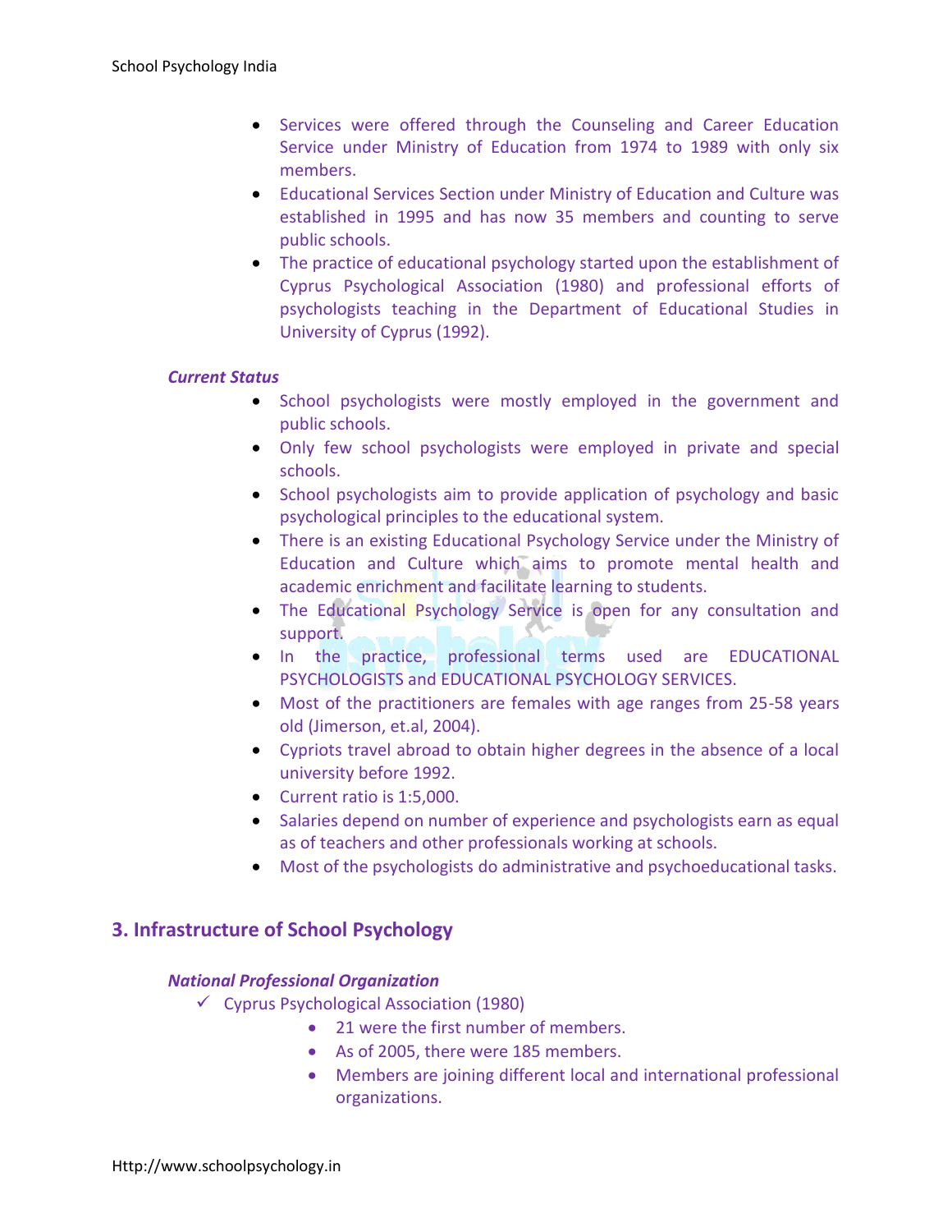- Services were offered through the Counseling and Career Education Service under Ministry of Education from 1974 to 1989 with only six members.
- Educational Services Section under Ministry of Education and Culture was established in 1995 and has now 35 members and counting to serve public schools.
- The practice of educational psychology started upon the establishment of Cyprus Psychological Association (1980) and professional efforts of psychologists teaching in the Department of Educational Studies in University of Cyprus (1992).

***Current Status***

- School psychologists were mostly employed in the government and public schools.
- Only few school psychologists were employed in private and special schools.
- School psychologists aim to provide application of psychology and basic psychological principles to the educational system.
- There is an existing Educational Psychology Service under the Ministry of Education and Culture which aims to promote mental health and academic enrichment and facilitate learning to students.
- The Educational Psychology Service is open for any consultation and support.
- In the practice, professional terms used are EDUCATIONAL PSYCHOLOGISTS and EDUCATIONAL PSYCHOLOGY SERVICES.
- Most of the practitioners are females with age ranges from 25-58 years old (Jimerson, et.al, 2004).
- Cypriots travel abroad to obtain higher degrees in the absence of a local university before 1992.
- Current ratio is 1:5,000.
- Salaries depend on number of experience and psychologists earn as equal as of teachers and other professionals working at schools.
- Most of the psychologists do administrative and psychoeducational tasks.

## 3. Infrastructure of School Psychology

***National Professional Organization***

- ✓ Cyprus Psychological Association (1980)
  - 21 were the first number of members.
  - As of 2005, there were 185 members.
  - Members are joining different local and international professional organizations.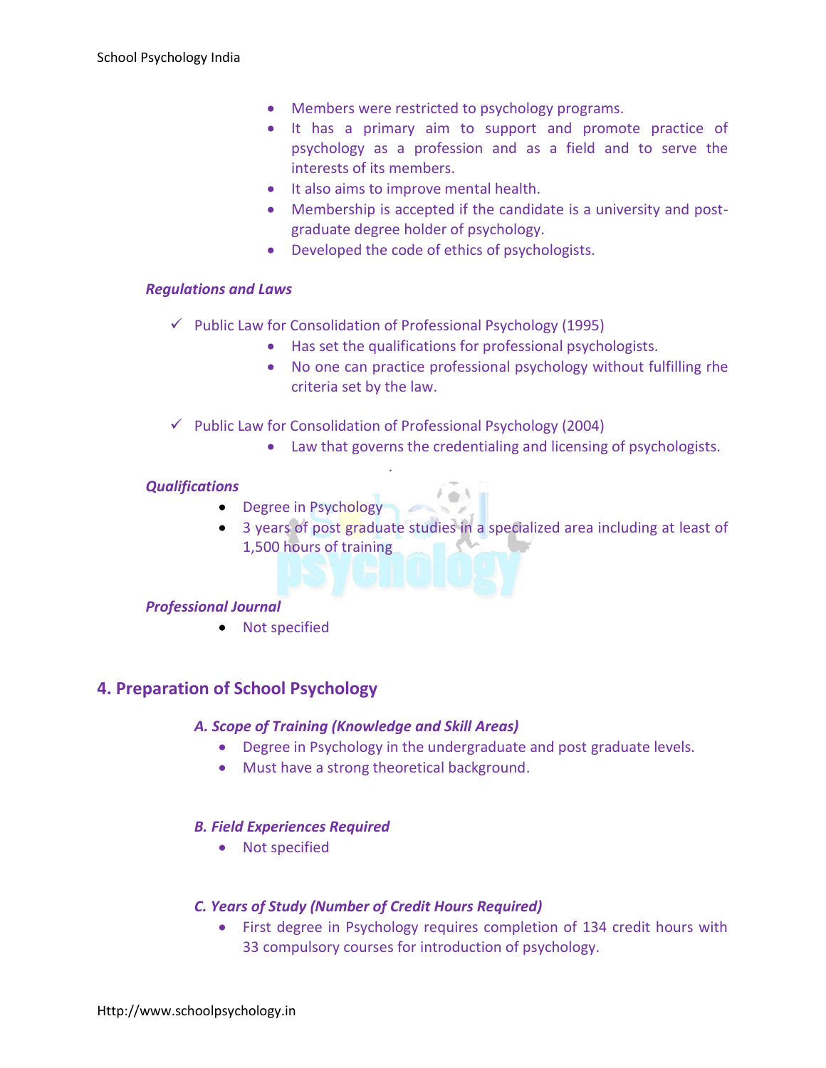- Members were restricted to psychology programs.
- It has a primary aim to support and promote practice of psychology as a profession and as a field and to serve the interests of its members.
- It also aims to improve mental health.
- Membership is accepted if the candidate is a university and post-graduate degree holder of psychology.
- Developed the code of ethics of psychologists.

***Regulations and Laws***

✓ Public Law for Consolidation of Professional Psychology (1995)

- Has set the qualifications for professional psychologists.
- No one can practice professional psychology without fulfilling rhe criteria set by the law.

✓ Public Law for Consolidation of Professional Psychology (2004)

- Law that governs the credentialing and licensing of psychologists.

***Qualifications***

- Degree in Psychology
- 3 years of post graduate studies in a specialized area including at least of 1,500 hours of training

***Professional Journal***

- Not specified

## 4. Preparation of School Psychology

### *A. Scope of Training (Knowledge and Skill Areas)*

- Degree in Psychology in the undergraduate and post graduate levels.
- Must have a strong theoretical background.

### *B. Field Experiences Required*

- Not specified

### *C. Years of Study (Number of Credit Hours Required)*

- First degree in Psychology requires completion of 134 credit hours with 33 compulsory courses for introduction of psychology.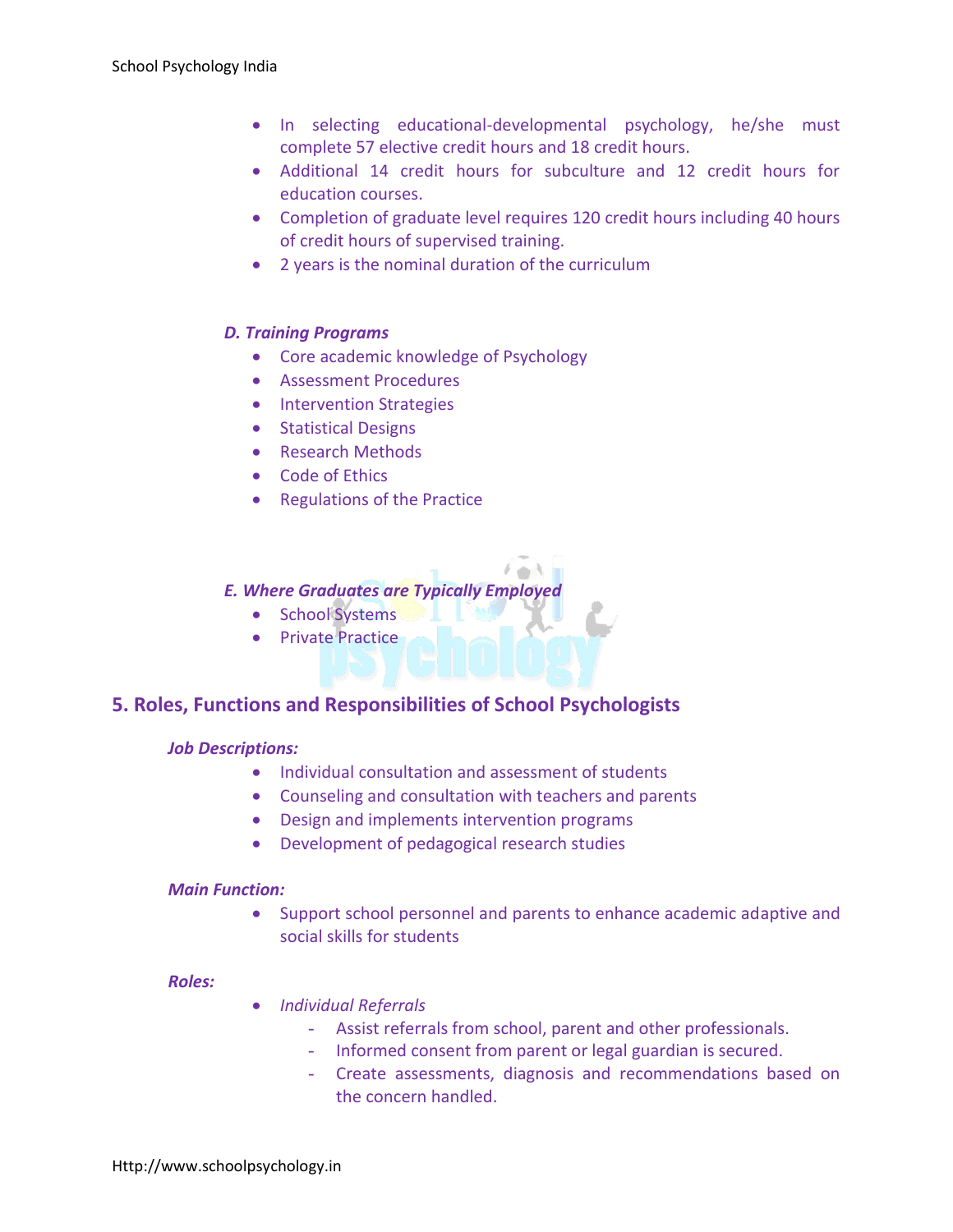- In selecting educational-developmental psychology, he/she must complete 57 elective credit hours and 18 credit hours.
- Additional 14 credit hours for subculture and 12 credit hours for education courses.
- Completion of graduate level requires 120 credit hours including 40 hours of credit hours of supervised training.
- 2 years is the nominal duration of the curriculum

#### *D. Training Programs*

- Core academic knowledge of Psychology
- Assessment Procedures
- Intervention Strategies
- Statistical Designs
- Research Methods
- Code of Ethics
- Regulations of the Practice

#### *E. Where Graduates are Typically Employed*

- School Systems
- Private Practice

## 5. Roles, Functions and Responsibilities of School Psychologists

#### *Job Descriptions:*

- Individual consultation and assessment of students
- Counseling and consultation with teachers and parents
- Design and implements intervention programs
- Development of pedagogical research studies

#### *Main Function:*

- Support school personnel and parents to enhance academic adaptive and social skills for students

#### *Roles:*

- *Individual Referrals*
  - Assist referrals from school, parent and other professionals.
  - Informed consent from parent or legal guardian is secured.
  - Create assessments, diagnosis and recommendations based on the concern handled.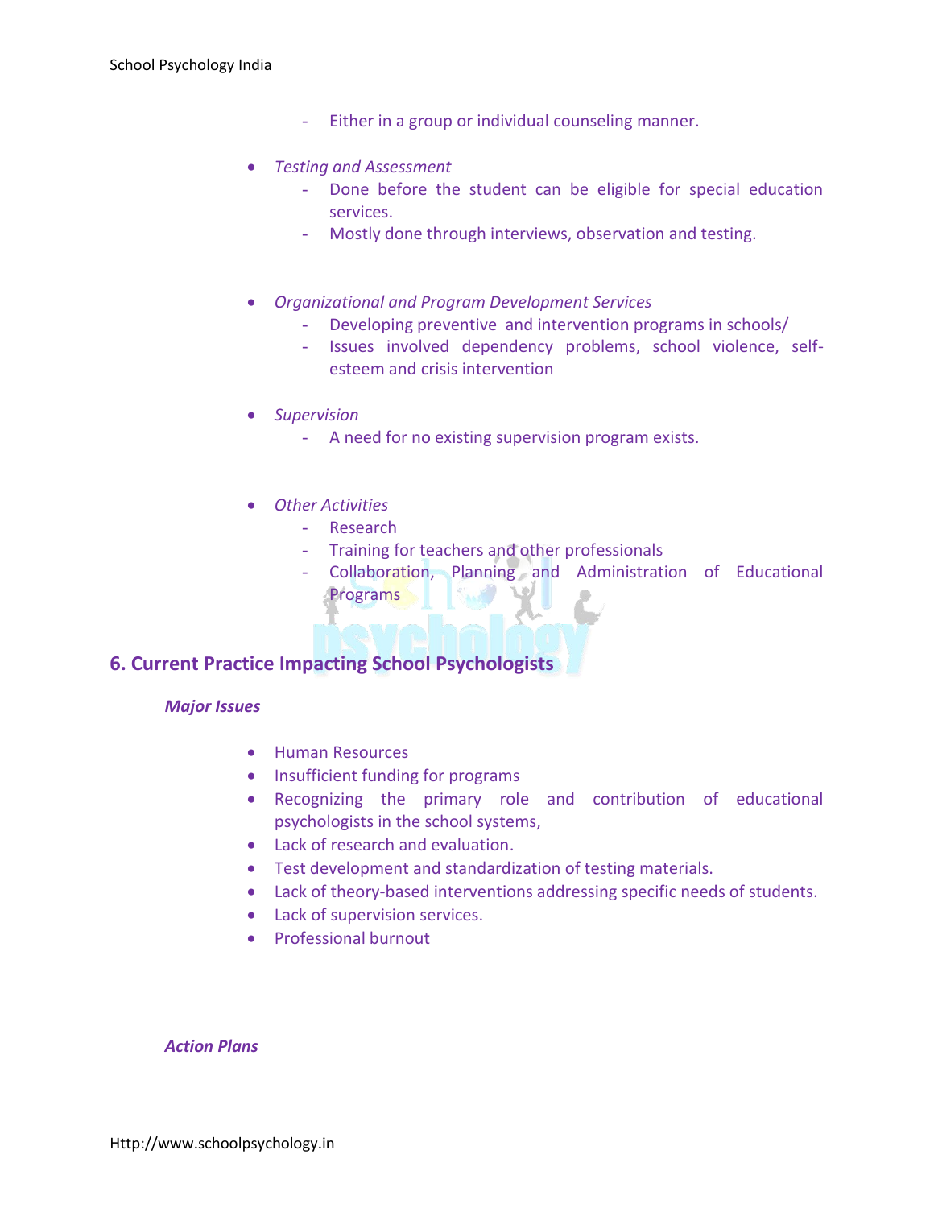- Either in a group or individual counseling manner.

- *Testing and Assessment*
  - Done before the student can be eligible for special education services.
  - Mostly done through interviews, observation and testing.

- *Organizational and Program Development Services*
  - Developing preventive and intervention programs in schools/
  - Issues involved dependency problems, school violence, self-esteem and crisis intervention

- *Supervision*
  - A need for no existing supervision program exists.

- *Other Activities*
  - Research
  - Training for teachers and other professionals
  - Collaboration, Planning and Administration of Educational Programs

## 6. Current Practice Impacting School Psychologists

***Major Issues***

- Human Resources
- Insufficient funding for programs
- Recognizing the primary role and contribution of educational psychologists in the school systems,
- Lack of research and evaluation.
- Test development and standardization of testing materials.
- Lack of theory-based interventions addressing specific needs of students.
- Lack of supervision services.
- Professional burnout

***Action Plans***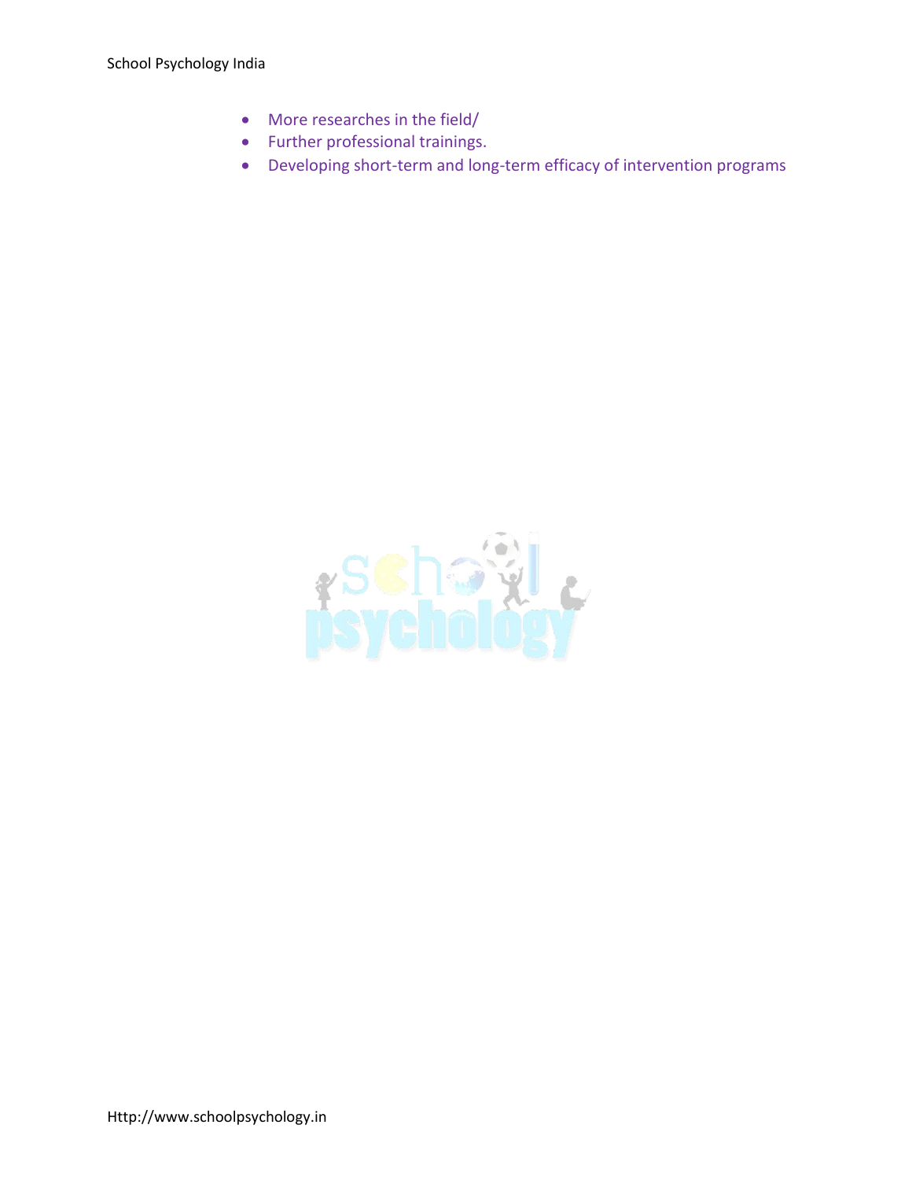- More researches in the field/
- Further professional trainings.
- Developing short-term and long-term efficacy of intervention programs